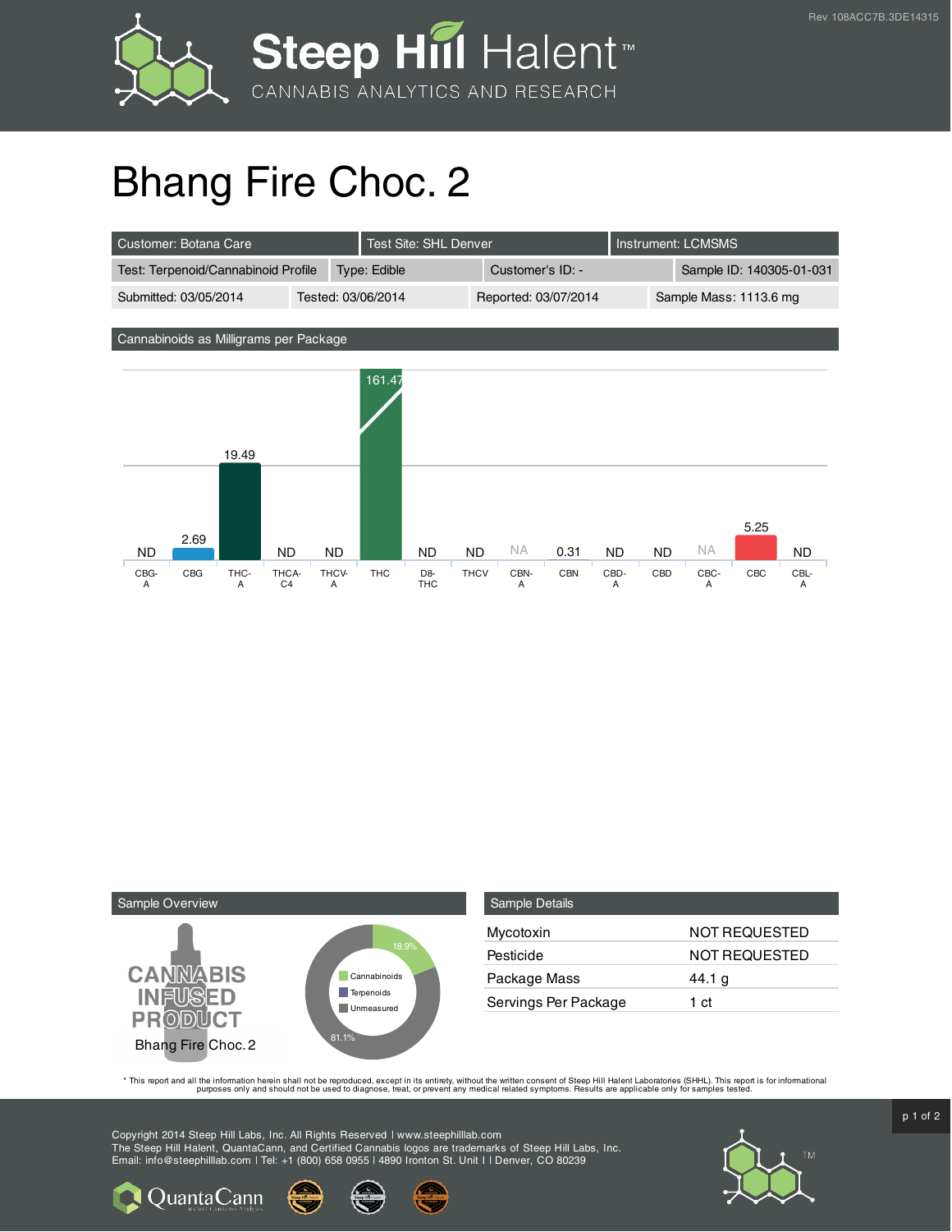# Bhang Fire Choc. 2

| Customer: Botana Care | Test Site: SHL Denver | Instrument: LCMSMS | |
|---|---|---|---|
| Test: Terpenoid/Cannabinoid Profile | Type: Edible | Customer's ID: - | Sample ID: 140305-01-031 |
| Submitted: 03/05/2014 | Tested: 03/06/2014 | Reported: 03/07/2014 | Sample Mass: 1113.6 mg |

## Cannabinoids as Milligrams per Package

| CBG-A | CBG | THC-A | THCA-C4 | THCV-A | THC | D8-THC | THCV | CBN-A | CBN | CBD-A | CBD | CBC-A | CBC | CBL-A |
|---|---|---|---|---|---|---|---|---|---|---|---|---|---|---|
| ND | 2.69 | 19.49 | ND | ND | 161.47 | ND | ND | NA | 0.31 | ND | ND | NA | 5.25 | ND |

## Sample Overview

CANNABIS INFUSED PRODUCT

Bhang Fire Choc. 2

- Cannabinoids: 18.9%
- Terpenoids
- Unmeasured: 81.1%

## Sample Details

| | |
|---|---|
| Mycotoxin | NOT REQUESTED |
| Pesticide | NOT REQUESTED |
| Package Mass | 44.1 g |
| Servings Per Package | 1 ct |

* This report and all the information herein shall not be reproduced, except in its entirety, without the written consent of Steep Hill Halent Laboratories (SHHL). This report is for informational purposes only and should not be used to diagnose, treat, or prevent any medical related symptoms. Results are applicable only for samples tested.

Copyright 2014 Steep Hill Labs, Inc. All Rights Reserved | www.steephilllab.com
The Steep Hill Halent, QuantaCann, and Certified Cannabis logos are trademarks of Steep Hill Labs, Inc.
Email: info@steephilllab.com | Tel: +1 (800) 658 0955 | 4890 Ironton St. Unit I | Denver, CO 80239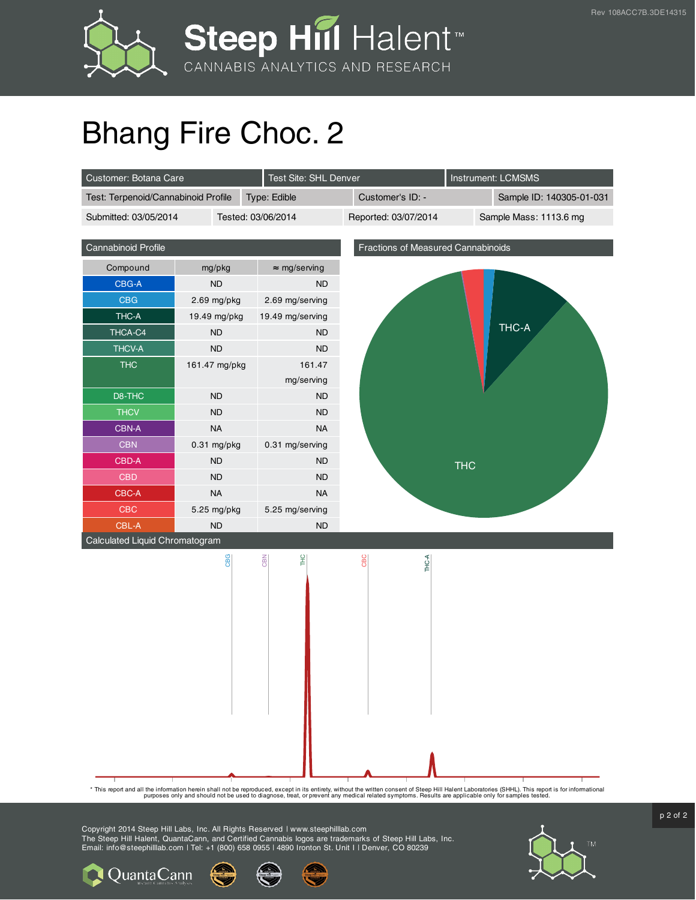# Bhang Fire Choc. 2

| | | |
|---|---|---|
| Customer: Botana Care | Test Site: SHL Denver | Instrument: LCMSMS |
| Test: Terpenoid/Cannabinoid Profile | Type: Edible | Customer's ID: - | Sample ID: 140305-01-031 |
| Submitted: 03/05/2014 | Tested: 03/06/2014 | Reported: 03/07/2014 | Sample Mass: 1113.6 mg |

## Cannabinoid Profile

| Compound | mg/pkg | ≈ mg/serving |
|---|---|---|
| CBG-A | ND | ND |
| CBG | 2.69 mg/pkg | 2.69 mg/serving |
| THC-A | 19.49 mg/pkg | 19.49 mg/serving |
| THCA-C4 | ND | ND |
| THCV-A | ND | ND |
| THC | 161.47 mg/pkg | 161.47 mg/serving |
| D8-THC | ND | ND |
| THCV | ND | ND |
| CBN-A | NA | NA |
| CBN | 0.31 mg/pkg | 0.31 mg/serving |
| CBD-A | ND | ND |
| CBD | ND | ND |
| CBC-A | NA | NA |
| CBC | 5.25 mg/pkg | 5.25 mg/serving |
| CBL-A | ND | ND |

## Fractions of Measured Cannabinoids

THC-A

THC

## Calculated Liquid Chromatogram

CBG

CBN

THC

CBC

THC-A

* This report and all the information herein shall not be reproduced, except in its entirety, without the written consent of Steep Hill Halent Laboratories (SHHL). This report is for informational purposes only and should not be used to diagnose, treat, or prevent any medical related symptoms. Results are applicable only for samples tested.

Copyright 2014 Steep Hill Labs, Inc. All Rights Reserved | www.steephilllab.com
The Steep Hill Halent, QuantaCann, and Certified Cannabis logos are trademarks of Steep Hill Labs, Inc.
Email: info@steephilllab.com | Tel: +1 (800) 658 0955 | 4890 Ironton St. Unit I | Denver, CO 80239